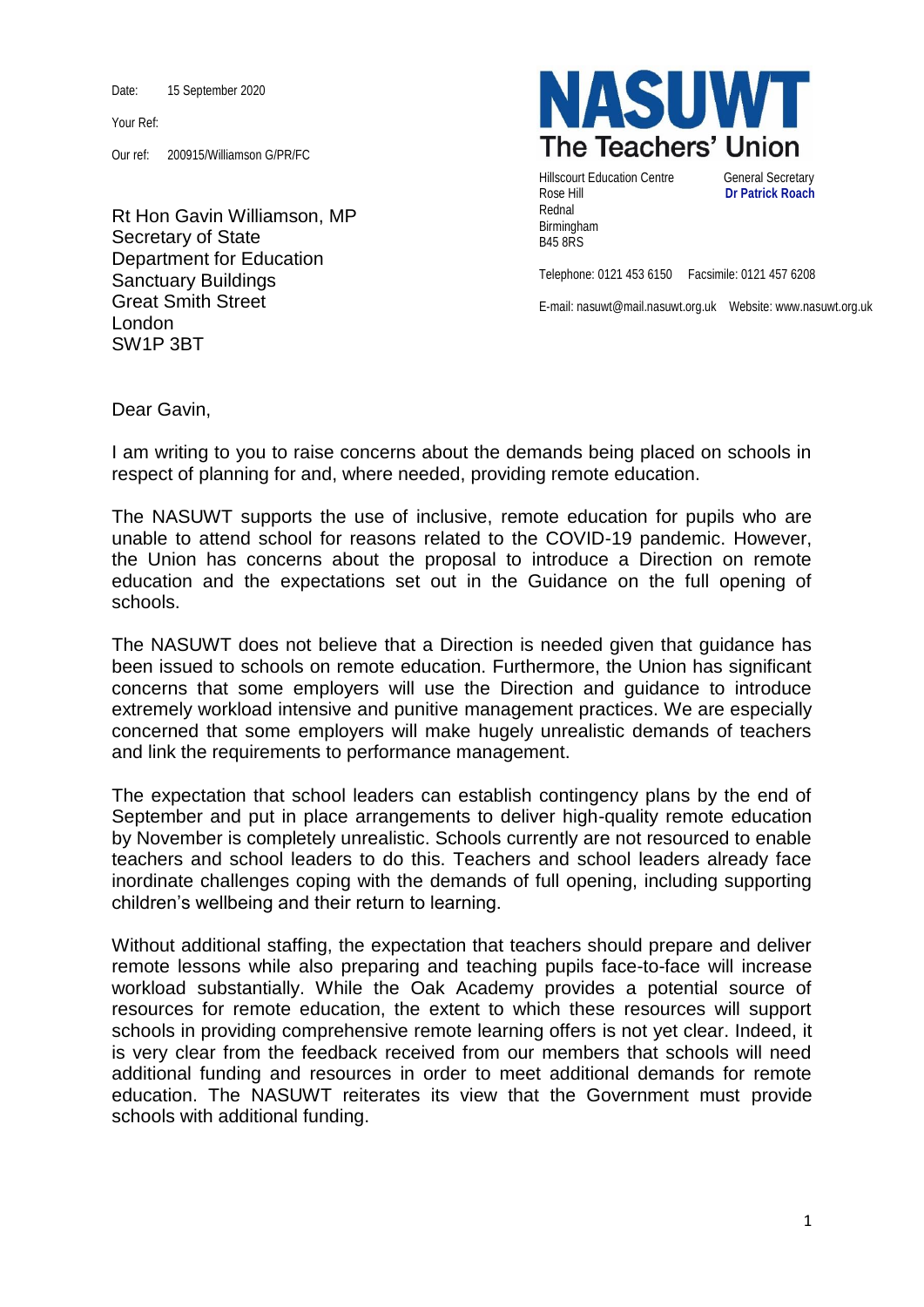Date: 15 September 2020

Your Ref:

Our ref: 200915/Williamson G/PR/FC

**NASUWT**
**The Teachers' Union**

Hillscourt Education Centre
Rose Hill
Rednal
Birmingham
B45 8RS

General Secretary
**Dr Patrick Roach**

Telephone: 0121 453 6150 Facsimile: 0121 457 6208

E-mail: nasuwt@mail.nasuwt.org.uk Website: www.nasuwt.org.uk

Rt Hon Gavin Williamson, MP
Secretary of State
Department for Education
Sanctuary Buildings
Great Smith Street
London
SW1P 3BT

Dear Gavin,

I am writing to you to raise concerns about the demands being placed on schools in respect of planning for and, where needed, providing remote education.

The NASUWT supports the use of inclusive, remote education for pupils who are unable to attend school for reasons related to the COVID-19 pandemic. However, the Union has concerns about the proposal to introduce a Direction on remote education and the expectations set out in the Guidance on the full opening of schools.

The NASUWT does not believe that a Direction is needed given that guidance has been issued to schools on remote education. Furthermore, the Union has significant concerns that some employers will use the Direction and guidance to introduce extremely workload intensive and punitive management practices. We are especially concerned that some employers will make hugely unrealistic demands of teachers and link the requirements to performance management.

The expectation that school leaders can establish contingency plans by the end of September and put in place arrangements to deliver high-quality remote education by November is completely unrealistic. Schools currently are not resourced to enable teachers and school leaders to do this. Teachers and school leaders already face inordinate challenges coping with the demands of full opening, including supporting children's wellbeing and their return to learning.

Without additional staffing, the expectation that teachers should prepare and deliver remote lessons while also preparing and teaching pupils face-to-face will increase workload substantially. While the Oak Academy provides a potential source of resources for remote education, the extent to which these resources will support schools in providing comprehensive remote learning offers is not yet clear. Indeed, it is very clear from the feedback received from our members that schools will need additional funding and resources in order to meet additional demands for remote education. The NASUWT reiterates its view that the Government must provide schools with additional funding.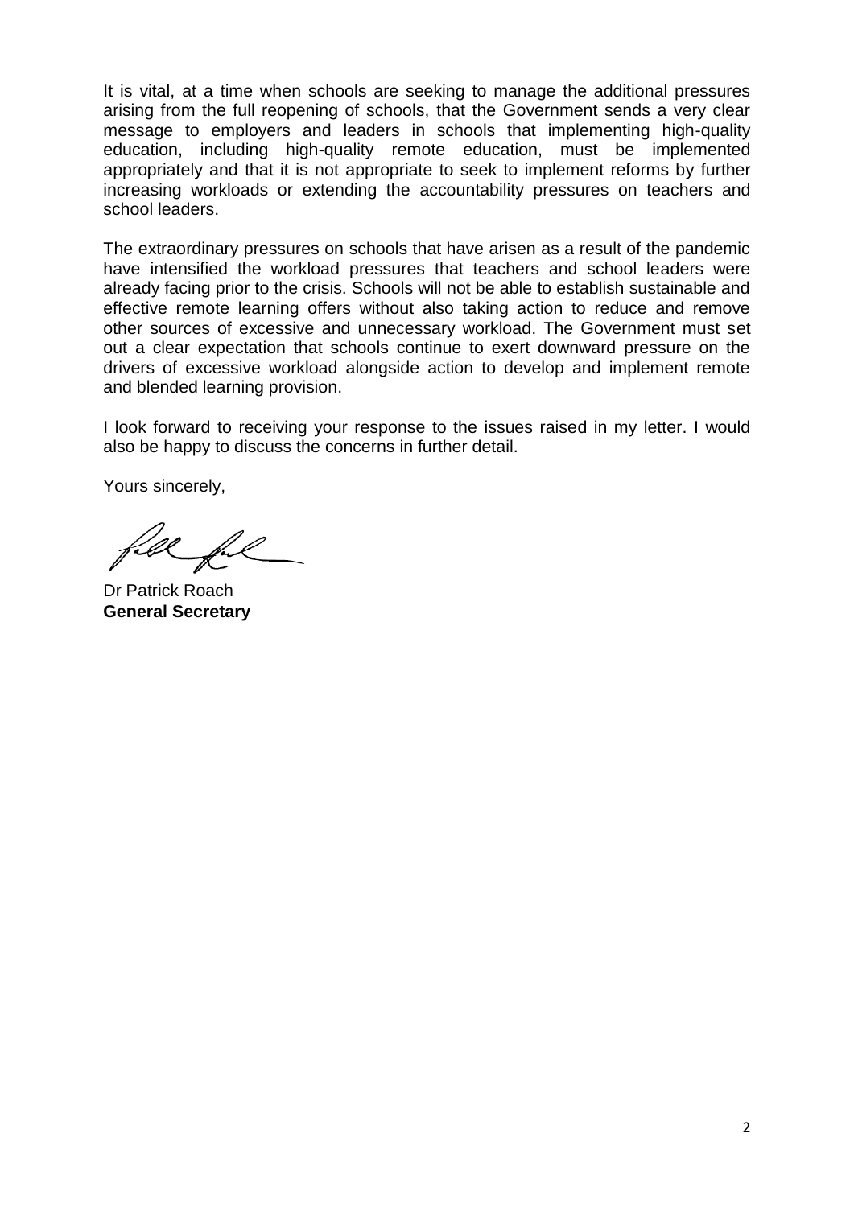It is vital, at a time when schools are seeking to manage the additional pressures arising from the full reopening of schools, that the Government sends a very clear message to employers and leaders in schools that implementing high-quality education, including high-quality remote education, must be implemented appropriately and that it is not appropriate to seek to implement reforms by further increasing workloads or extending the accountability pressures on teachers and school leaders.

The extraordinary pressures on schools that have arisen as a result of the pandemic have intensified the workload pressures that teachers and school leaders were already facing prior to the crisis. Schools will not be able to establish sustainable and effective remote learning offers without also taking action to reduce and remove other sources of excessive and unnecessary workload. The Government must set out a clear expectation that schools continue to exert downward pressure on the drivers of excessive workload alongside action to develop and implement remote and blended learning provision.

I look forward to receiving your response to the issues raised in my letter. I would also be happy to discuss the concerns in further detail.

Yours sincerely,

Dr Patrick Roach
**General Secretary**